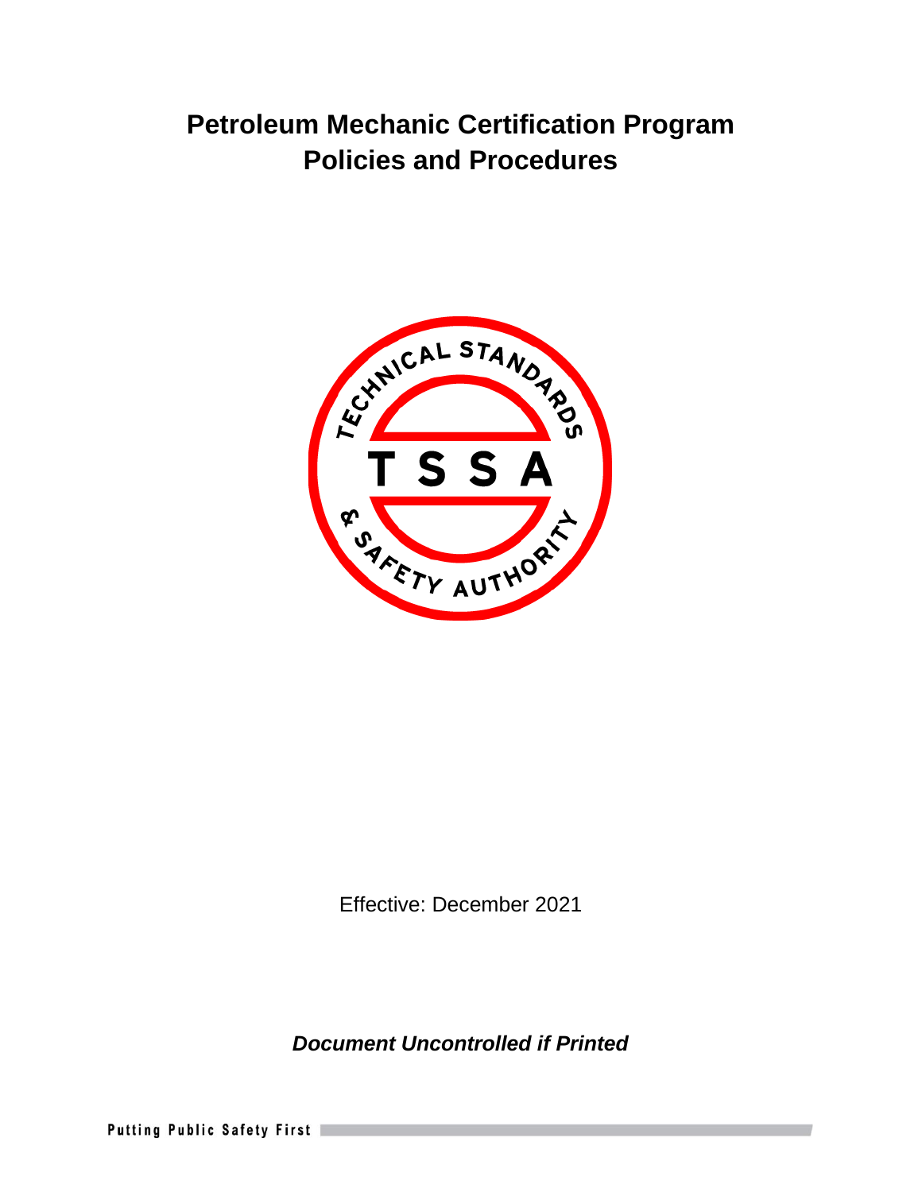# Petroleum Mechanic Certification Program
# Policies and Procedures

Effective: December 2021

***Document Uncontrolled if Printed***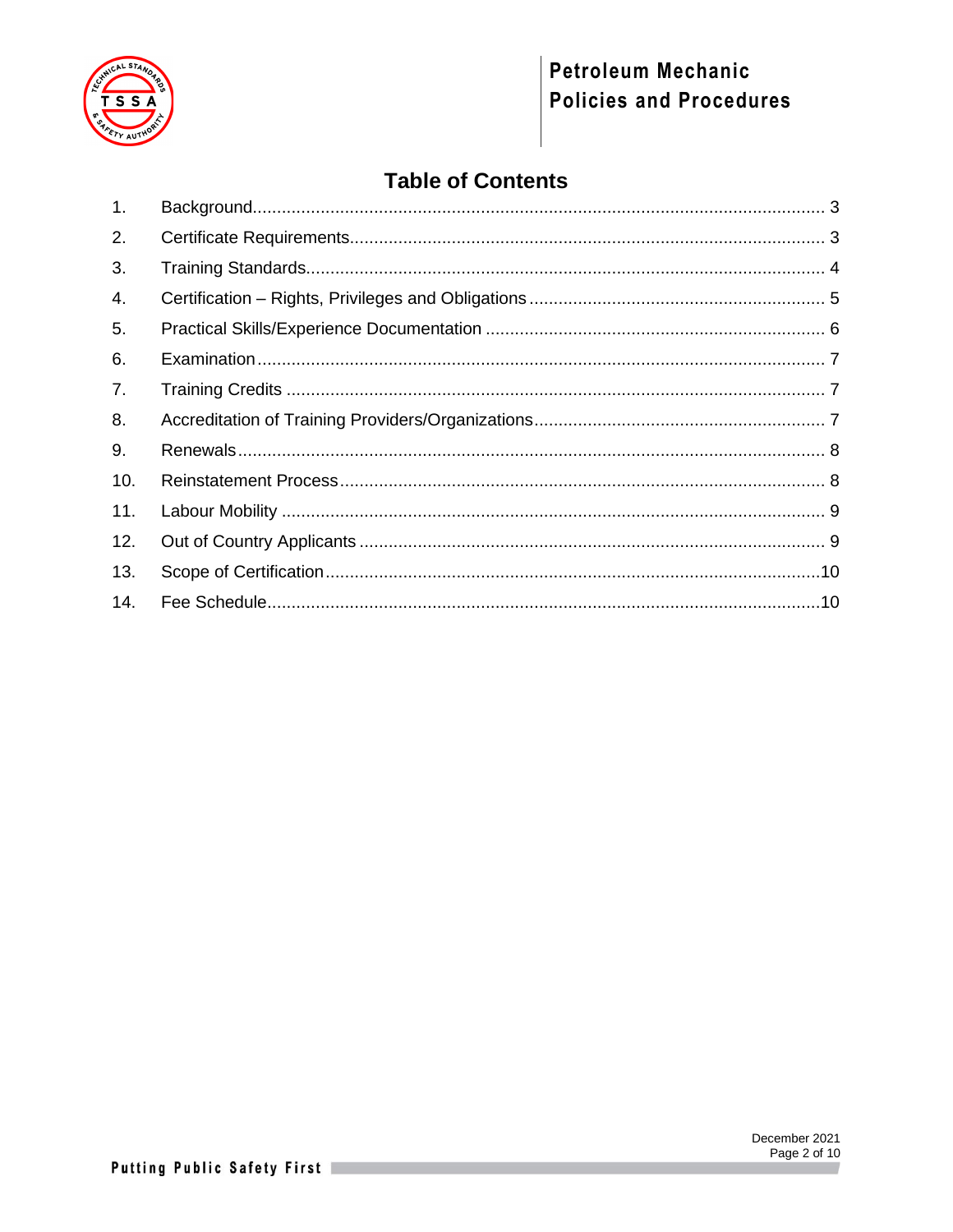# Table of Contents

| | | |
|---|---|---|
| 1. | Background | 3 |
| 2. | Certificate Requirements | 3 |
| 3. | Training Standards | 4 |
| 4. | Certification – Rights, Privileges and Obligations | 5 |
| 5. | Practical Skills/Experience Documentation | 6 |
| 6. | Examination | 7 |
| 7. | Training Credits | 7 |
| 8. | Accreditation of Training Providers/Organizations | 7 |
| 9. | Renewals | 8 |
| 10. | Reinstatement Process | 8 |
| 11. | Labour Mobility | 9 |
| 12. | Out of Country Applicants | 9 |
| 13. | Scope of Certification | 10 |
| 14. | Fee Schedule | 10 |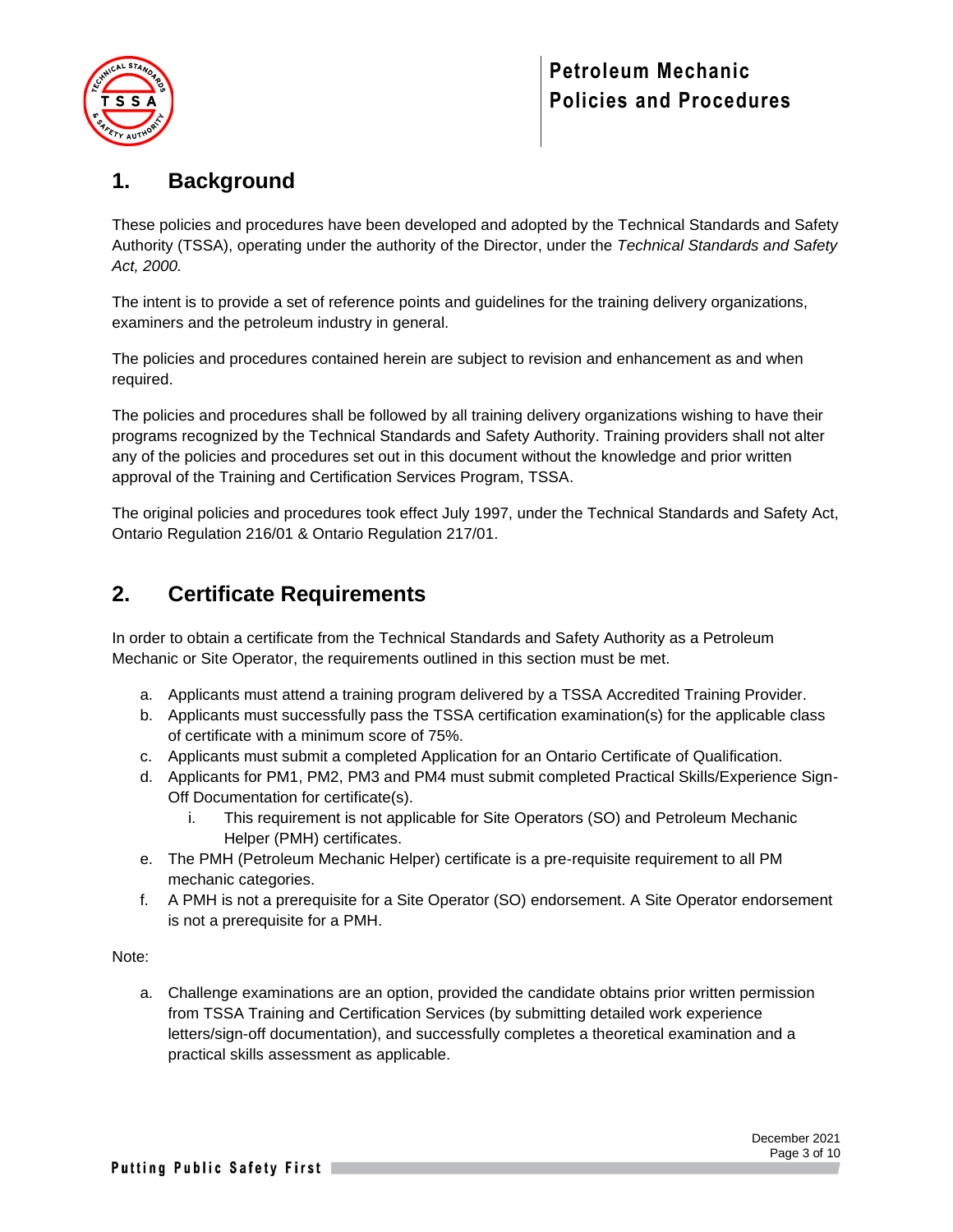## 1. Background

These policies and procedures have been developed and adopted by the Technical Standards and Safety Authority (TSSA), operating under the authority of the Director, under the *Technical Standards and Safety Act, 2000.*

The intent is to provide a set of reference points and guidelines for the training delivery organizations, examiners and the petroleum industry in general.

The policies and procedures contained herein are subject to revision and enhancement as and when required.

The policies and procedures shall be followed by all training delivery organizations wishing to have their programs recognized by the Technical Standards and Safety Authority. Training providers shall not alter any of the policies and procedures set out in this document without the knowledge and prior written approval of the Training and Certification Services Program, TSSA.

The original policies and procedures took effect July 1997, under the Technical Standards and Safety Act, Ontario Regulation 216/01 & Ontario Regulation 217/01.

## 2. Certificate Requirements

In order to obtain a certificate from the Technical Standards and Safety Authority as a Petroleum Mechanic or Site Operator, the requirements outlined in this section must be met.

a. Applicants must attend a training program delivered by a TSSA Accredited Training Provider.
b. Applicants must successfully pass the TSSA certification examination(s) for the applicable class of certificate with a minimum score of 75%.
c. Applicants must submit a completed Application for an Ontario Certificate of Qualification.
d. Applicants for PM1, PM2, PM3 and PM4 must submit completed Practical Skills/Experience Sign-Off Documentation for certificate(s).
    i. This requirement is not applicable for Site Operators (SO) and Petroleum Mechanic Helper (PMH) certificates.
e. The PMH (Petroleum Mechanic Helper) certificate is a pre-requisite requirement to all PM mechanic categories.
f. A PMH is not a prerequisite for a Site Operator (SO) endorsement. A Site Operator endorsement is not a prerequisite for a PMH.

Note:

a. Challenge examinations are an option, provided the candidate obtains prior written permission from TSSA Training and Certification Services (by submitting detailed work experience letters/sign-off documentation), and successfully completes a theoretical examination and a practical skills assessment as applicable.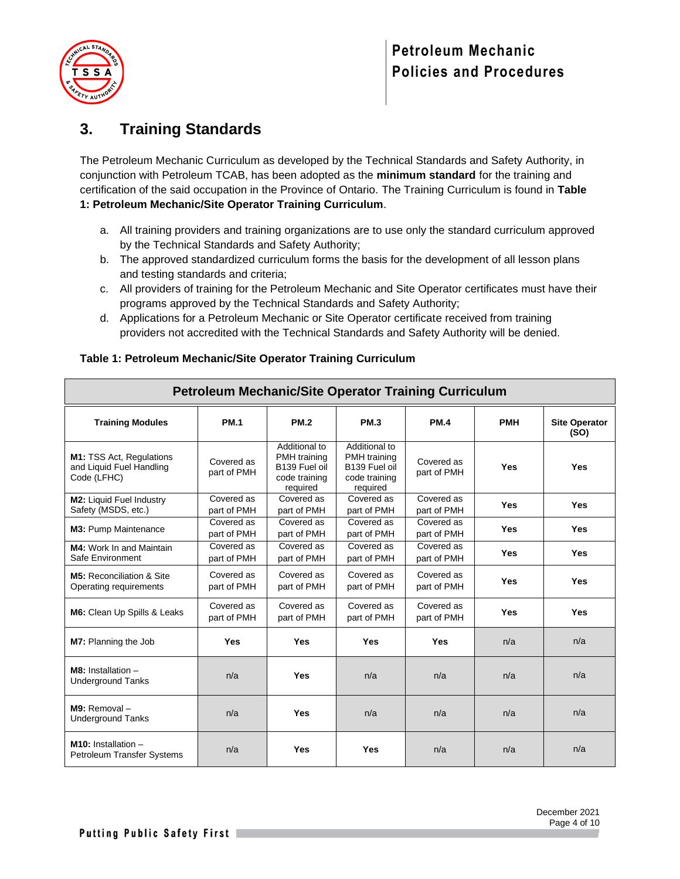## 3. Training Standards

The Petroleum Mechanic Curriculum as developed by the Technical Standards and Safety Authority, in conjunction with Petroleum TCAB, has been adopted as the **minimum standard** for the training and certification of the said occupation in the Province of Ontario. The Training Curriculum is found in **Table 1: Petroleum Mechanic/Site Operator Training Curriculum**.

a. All training providers and training organizations are to use only the standard curriculum approved by the Technical Standards and Safety Authority;
b. The approved standardized curriculum forms the basis for the development of all lesson plans and testing standards and criteria;
c. All providers of training for the Petroleum Mechanic and Site Operator certificates must have their programs approved by the Technical Standards and Safety Authority;
d. Applications for a Petroleum Mechanic or Site Operator certificate received from training providers not accredited with the Technical Standards and Safety Authority will be denied.

**Table 1: Petroleum Mechanic/Site Operator Training Curriculum**

| Petroleum Mechanic/Site Operator Training Curriculum | | | | | | |
|---|---|---|---|---|---|---|
| **Training Modules** | **PM.1** | **PM.2** | **PM.3** | **PM.4** | **PMH** | **Site Operator (SO)** |
| **M1:** TSS Act, Regulations and Liquid Fuel Handling Code (LFHC) | Covered as part of PMH | Additional to PMH training B139 Fuel oil code training required | Additional to PMH training B139 Fuel oil code training required | Covered as part of PMH | **Yes** | **Yes** |
| **M2:** Liquid Fuel Industry Safety (MSDS, etc.) | Covered as part of PMH | Covered as part of PMH | Covered as part of PMH | Covered as part of PMH | **Yes** | **Yes** |
| **M3:** Pump Maintenance | Covered as part of PMH | Covered as part of PMH | Covered as part of PMH | Covered as part of PMH | **Yes** | **Yes** |
| **M4:** Work In and Maintain Safe Environment | Covered as part of PMH | Covered as part of PMH | Covered as part of PMH | Covered as part of PMH | **Yes** | **Yes** |
| **M5:** Reconciliation & Site Operating requirements | Covered as part of PMH | Covered as part of PMH | Covered as part of PMH | Covered as part of PMH | **Yes** | **Yes** |
| **M6:** Clean Up Spills & Leaks | Covered as part of PMH | Covered as part of PMH | Covered as part of PMH | Covered as part of PMH | **Yes** | **Yes** |
| **M7:** Planning the Job | **Yes** | **Yes** | **Yes** | **Yes** | n/a | n/a |
| **M8:** Installation – Underground Tanks | n/a | **Yes** | n/a | n/a | n/a | n/a |
| **M9:** Removal – Underground Tanks | n/a | **Yes** | n/a | n/a | n/a | n/a |
| **M10:** Installation – Petroleum Transfer Systems | n/a | **Yes** | **Yes** | n/a | n/a | n/a |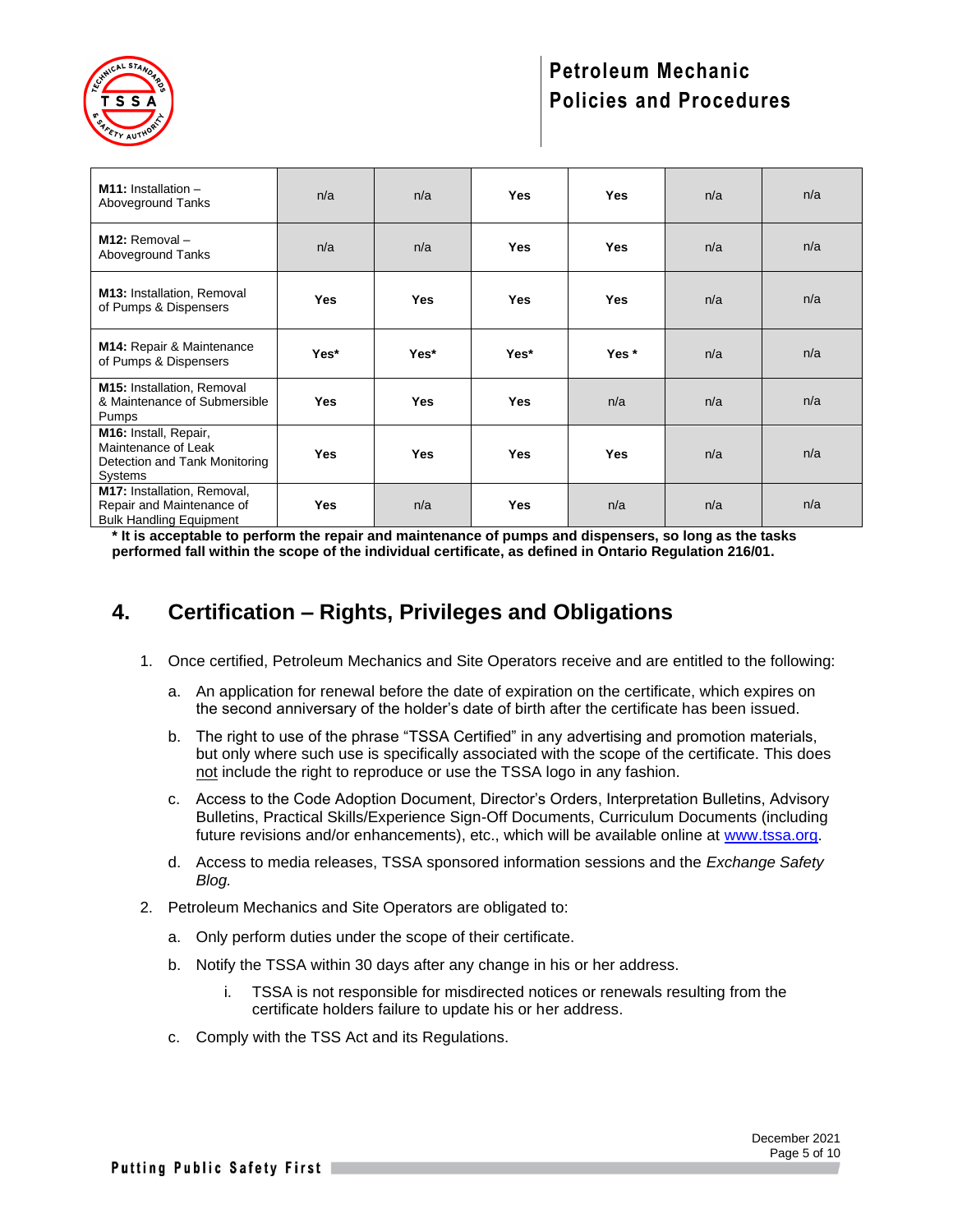| | | | | | | |
|---|---|---|---|---|---|---|
| **M11:** Installation – Aboveground Tanks | n/a | n/a | **Yes** | **Yes** | n/a | n/a |
| **M12:** Removal – Aboveground Tanks | n/a | n/a | **Yes** | **Yes** | n/a | n/a |
| **M13:** Installation, Removal of Pumps & Dispensers | **Yes** | **Yes** | **Yes** | **Yes** | n/a | n/a |
| **M14:** Repair & Maintenance of Pumps & Dispensers | **Yes*** | **Yes*** | **Yes*** | **Yes *** | n/a | n/a |
| **M15:** Installation, Removal & Maintenance of Submersible Pumps | **Yes** | **Yes** | **Yes** | n/a | n/a | n/a |
| **M16:** Install, Repair, Maintenance of Leak Detection and Tank Monitoring Systems | **Yes** | **Yes** | **Yes** | **Yes** | n/a | n/a |
| **M17:** Installation, Removal, Repair and Maintenance of Bulk Handling Equipment | **Yes** | n/a | **Yes** | n/a | n/a | n/a |

**\* It is acceptable to perform the repair and maintenance of pumps and dispensers, so long as the tasks performed fall within the scope of the individual certificate, as defined in Ontario Regulation 216/01.**

## 4. Certification – Rights, Privileges and Obligations

1. Once certified, Petroleum Mechanics and Site Operators receive and are entitled to the following:

   a. An application for renewal before the date of expiration on the certificate, which expires on the second anniversary of the holder's date of birth after the certificate has been issued.

   b. The right to use of the phrase "TSSA Certified" in any advertising and promotion materials, but only where such use is specifically associated with the scope of the certificate. This does not include the right to reproduce or use the TSSA logo in any fashion.

   c. Access to the Code Adoption Document, Director's Orders, Interpretation Bulletins, Advisory Bulletins, Practical Skills/Experience Sign-Off Documents, Curriculum Documents (including future revisions and/or enhancements), etc., which will be available online at www.tssa.org.

   d. Access to media releases, TSSA sponsored information sessions and the *Exchange Safety Blog.*

2. Petroleum Mechanics and Site Operators are obligated to:

   a. Only perform duties under the scope of their certificate.

   b. Notify the TSSA within 30 days after any change in his or her address.

      i. TSSA is not responsible for misdirected notices or renewals resulting from the certificate holders failure to update his or her address.

   c. Comply with the TSS Act and its Regulations.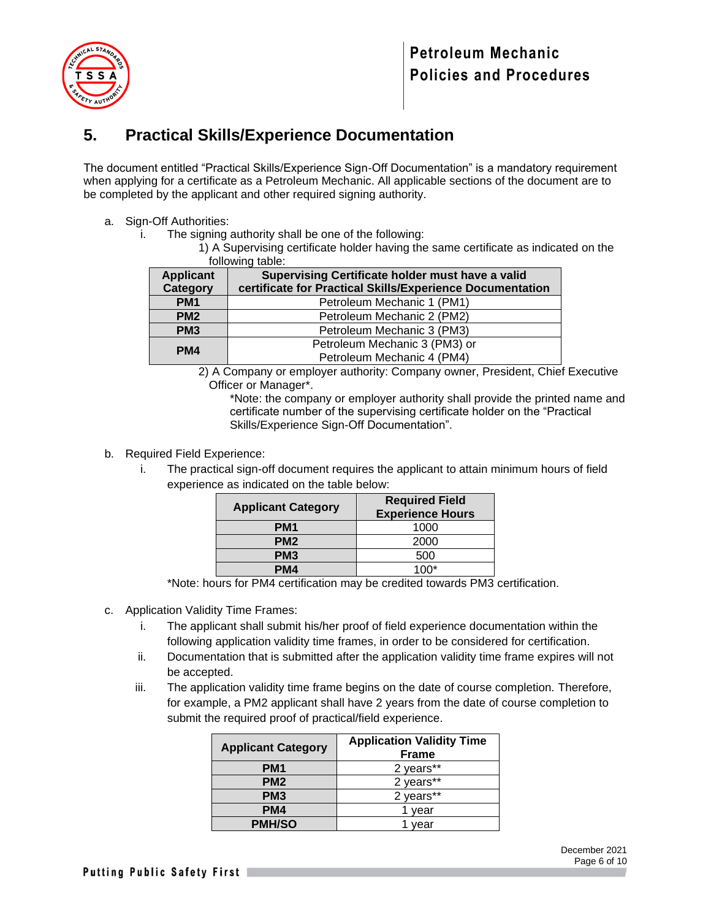## 5. Practical Skills/Experience Documentation

The document entitled "Practical Skills/Experience Sign-Off Documentation" is a mandatory requirement when applying for a certificate as a Petroleum Mechanic. All applicable sections of the document are to be completed by the applicant and other required signing authority.

a. Sign-Off Authorities:
   i. The signing authority shall be one of the following:
      1) A Supervising certificate holder having the same certificate as indicated on the following table:

| Applicant Category | Supervising Certificate holder must have a valid certificate for Practical Skills/Experience Documentation |
|---|---|
| PM1 | Petroleum Mechanic 1 (PM1) |
| PM2 | Petroleum Mechanic 2 (PM2) |
| PM3 | Petroleum Mechanic 3 (PM3) |
| PM4 | Petroleum Mechanic 3 (PM3) or Petroleum Mechanic 4 (PM4) |

      2) A Company or employer authority: Company owner, President, Chief Executive Officer or Manager*.
         *Note: the company or employer authority shall provide the printed name and certificate number of the supervising certificate holder on the "Practical Skills/Experience Sign-Off Documentation".

b. Required Field Experience:
   i. The practical sign-off document requires the applicant to attain minimum hours of field experience as indicated on the table below:

| Applicant Category | Required Field Experience Hours |
|---|---|
| PM1 | 1000 |
| PM2 | 2000 |
| PM3 | 500 |
| PM4 | 100* |

   *Note: hours for PM4 certification may be credited towards PM3 certification.

c. Application Validity Time Frames:
   i. The applicant shall submit his/her proof of field experience documentation within the following application validity time frames, in order to be considered for certification.
   ii. Documentation that is submitted after the application validity time frame expires will not be accepted.
   iii. The application validity time frame begins on the date of course completion. Therefore, for example, a PM2 applicant shall have 2 years from the date of course completion to submit the required proof of practical/field experience.

| Applicant Category | Application Validity Time Frame |
|---|---|
| PM1 | 2 years** |
| PM2 | 2 years** |
| PM3 | 2 years** |
| PM4 | 1 year |
| PMH/SO | 1 year |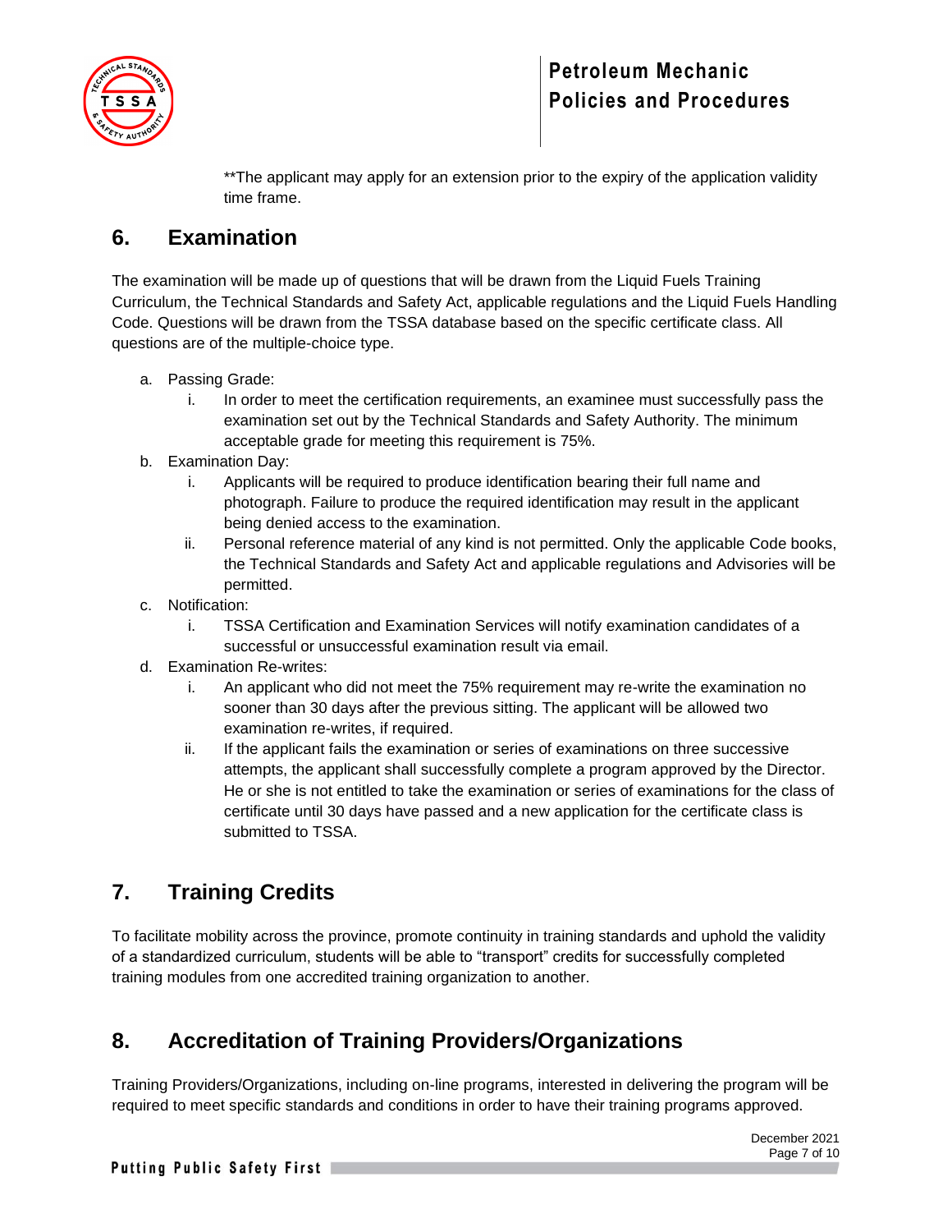**The applicant may apply for an extension prior to the expiry of the application validity time frame.

## 6. Examination

The examination will be made up of questions that will be drawn from the Liquid Fuels Training Curriculum, the Technical Standards and Safety Act, applicable regulations and the Liquid Fuels Handling Code. Questions will be drawn from the TSSA database based on the specific certificate class. All questions are of the multiple-choice type.

a. Passing Grade:
   i. In order to meet the certification requirements, an examinee must successfully pass the examination set out by the Technical Standards and Safety Authority. The minimum acceptable grade for meeting this requirement is 75%.

b. Examination Day:
   i. Applicants will be required to produce identification bearing their full name and photograph. Failure to produce the required identification may result in the applicant being denied access to the examination.
   ii. Personal reference material of any kind is not permitted. Only the applicable Code books, the Technical Standards and Safety Act and applicable regulations and Advisories will be permitted.

c. Notification:
   i. TSSA Certification and Examination Services will notify examination candidates of a successful or unsuccessful examination result via email.

d. Examination Re-writes:
   i. An applicant who did not meet the 75% requirement may re-write the examination no sooner than 30 days after the previous sitting. The applicant will be allowed two examination re-writes, if required.
   ii. If the applicant fails the examination or series of examinations on three successive attempts, the applicant shall successfully complete a program approved by the Director. He or she is not entitled to take the examination or series of examinations for the class of certificate until 30 days have passed and a new application for the certificate class is submitted to TSSA.

## 7. Training Credits

To facilitate mobility across the province, promote continuity in training standards and uphold the validity of a standardized curriculum, students will be able to "transport" credits for successfully completed training modules from one accredited training organization to another.

## 8. Accreditation of Training Providers/Organizations

Training Providers/Organizations, including on-line programs, interested in delivering the program will be required to meet specific standards and conditions in order to have their training programs approved.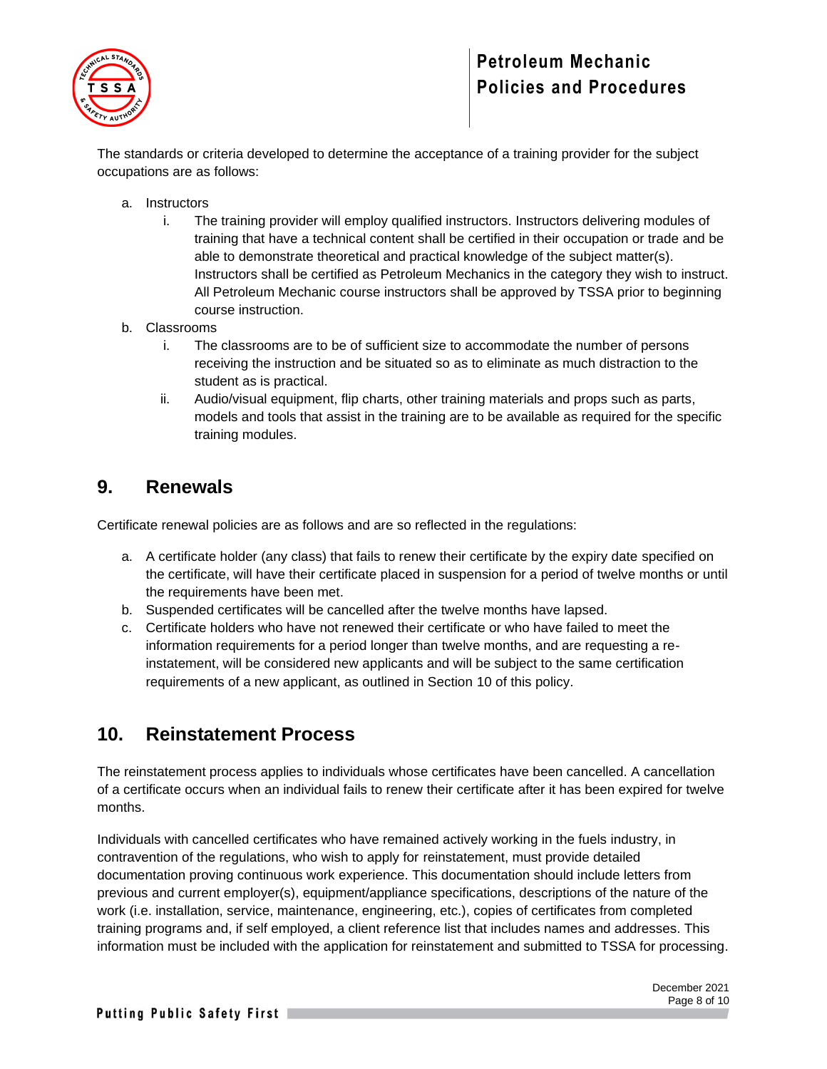The standards or criteria developed to determine the acceptance of a training provider for the subject occupations are as follows:

a. Instructors
   i. The training provider will employ qualified instructors. Instructors delivering modules of training that have a technical content shall be certified in their occupation or trade and be able to demonstrate theoretical and practical knowledge of the subject matter(s). Instructors shall be certified as Petroleum Mechanics in the category they wish to instruct. All Petroleum Mechanic course instructors shall be approved by TSSA prior to beginning course instruction.
b. Classrooms
   i. The classrooms are to be of sufficient size to accommodate the number of persons receiving the instruction and be situated so as to eliminate as much distraction to the student as is practical.
   ii. Audio/visual equipment, flip charts, other training materials and props such as parts, models and tools that assist in the training are to be available as required for the specific training modules.

## 9. Renewals

Certificate renewal policies are as follows and are so reflected in the regulations:

a. A certificate holder (any class) that fails to renew their certificate by the expiry date specified on the certificate, will have their certificate placed in suspension for a period of twelve months or until the requirements have been met.
b. Suspended certificates will be cancelled after the twelve months have lapsed.
c. Certificate holders who have not renewed their certificate or who have failed to meet the information requirements for a period longer than twelve months, and are requesting a re-instatement, will be considered new applicants and will be subject to the same certification requirements of a new applicant, as outlined in Section 10 of this policy.

## 10. Reinstatement Process

The reinstatement process applies to individuals whose certificates have been cancelled. A cancellation of a certificate occurs when an individual fails to renew their certificate after it has been expired for twelve months.

Individuals with cancelled certificates who have remained actively working in the fuels industry, in contravention of the regulations, who wish to apply for reinstatement, must provide detailed documentation proving continuous work experience. This documentation should include letters from previous and current employer(s), equipment/appliance specifications, descriptions of the nature of the work (i.e. installation, service, maintenance, engineering, etc.), copies of certificates from completed training programs and, if self employed, a client reference list that includes names and addresses. This information must be included with the application for reinstatement and submitted to TSSA for processing.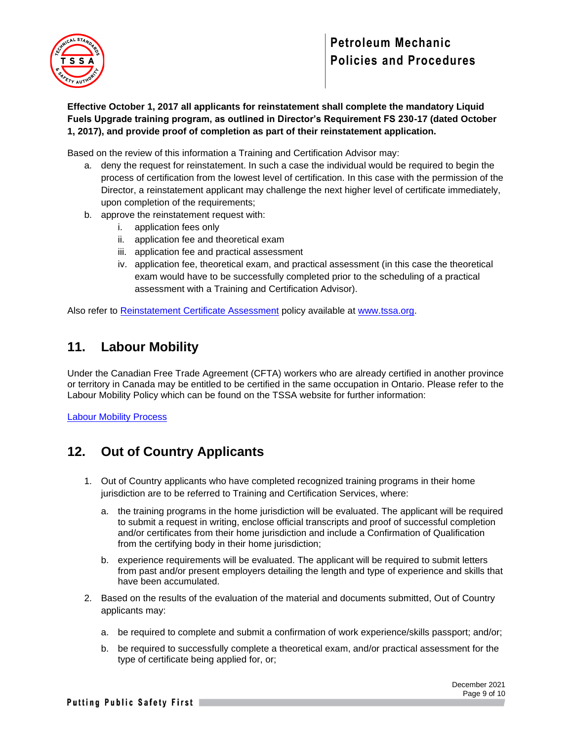**Effective October 1, 2017 all applicants for reinstatement shall complete the mandatory Liquid Fuels Upgrade training program, as outlined in Director's Requirement FS 230-17 (dated October 1, 2017), and provide proof of completion as part of their reinstatement application.**

Based on the review of this information a Training and Certification Advisor may:

a. deny the request for reinstatement. In such a case the individual would be required to begin the process of certification from the lowest level of certification. In this case with the permission of the Director, a reinstatement applicant may challenge the next higher level of certificate immediately, upon completion of the requirements;
b. approve the reinstatement request with:
   i. application fees only
   ii. application fee and theoretical exam
   iii. application fee and practical assessment
   iv. application fee, theoretical exam, and practical assessment (in this case the theoretical exam would have to be successfully completed prior to the scheduling of a practical assessment with a Training and Certification Advisor).

Also refer to Reinstatement Certificate Assessment policy available at www.tssa.org.

## 11. Labour Mobility

Under the Canadian Free Trade Agreement (CFTA) workers who are already certified in another province or territory in Canada may be entitled to be certified in the same occupation in Ontario. Please refer to the Labour Mobility Policy which can be found on the TSSA website for further information:

Labour Mobility Process

## 12. Out of Country Applicants

1. Out of Country applicants who have completed recognized training programs in their home jurisdiction are to be referred to Training and Certification Services, where:

   a. the training programs in the home jurisdiction will be evaluated. The applicant will be required to submit a request in writing, enclose official transcripts and proof of successful completion and/or certificates from their home jurisdiction and include a Confirmation of Qualification from the certifying body in their home jurisdiction;

   b. experience requirements will be evaluated. The applicant will be required to submit letters from past and/or present employers detailing the length and type of experience and skills that have been accumulated.

2. Based on the results of the evaluation of the material and documents submitted, Out of Country applicants may:

   a. be required to complete and submit a confirmation of work experience/skills passport; and/or;

   b. be required to successfully complete a theoretical exam, and/or practical assessment for the type of certificate being applied for, or;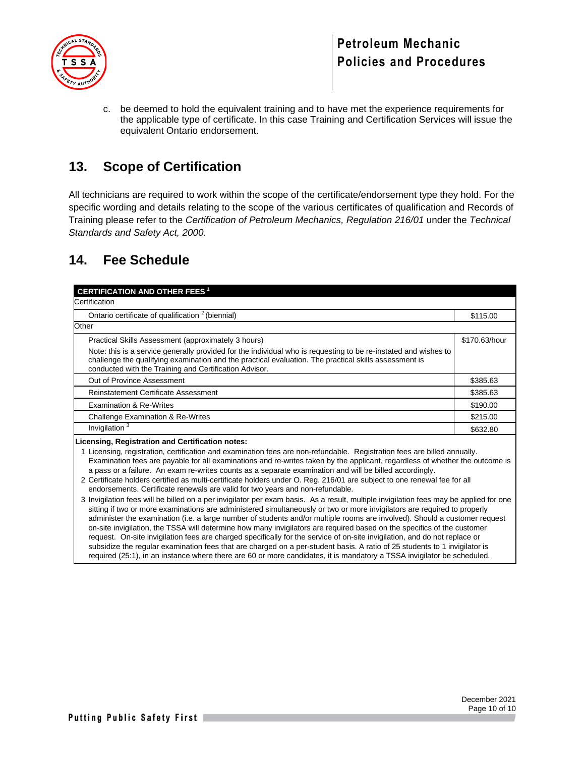c. be deemed to hold the equivalent training and to have met the experience requirements for the applicable type of certificate. In this case Training and Certification Services will issue the equivalent Ontario endorsement.

## 13. Scope of Certification

All technicians are required to work within the scope of the certificate/endorsement type they hold. For the specific wording and details relating to the scope of the various certificates of qualification and Records of Training please refer to the *Certification of Petroleum Mechanics, Regulation 216/01* under the *Technical Standards and Safety Act, 2000.*

## 14. Fee Schedule

| CERTIFICATION AND OTHER FEES [1] | |
|---|---|
| Certification | |
| Ontario certificate of qualification [2] (biennial) | $115.00 |
| Other | |
| Practical Skills Assessment (approximately 3 hours)<br>Note: this is a service generally provided for the individual who is requesting to be re-instated and wishes to challenge the qualifying examination and the practical evaluation. The practical skills assessment is conducted with the Training and Certification Advisor. | $170.63/hour |
| Out of Province Assessment | $385.63 |
| Reinstatement Certificate Assessment | $385.63 |
| Examination & Re-Writes | $190.00 |
| Challenge Examination & Re-Writes | $215.00 |
| Invigilation [3] | $632.80 |

**Licensing, Registration and Certification notes:**

1 Licensing, registration, certification and examination fees are non-refundable. Registration fees are billed annually. Examination fees are payable for all examinations and re-writes taken by the applicant, regardless of whether the outcome is a pass or a failure. An exam re-writes counts as a separate examination and will be billed accordingly.

2 Certificate holders certified as multi-certificate holders under O. Reg. 216/01 are subject to one renewal fee for all endorsements. Certificate renewals are valid for two years and non-refundable.

3 Invigilation fees will be billed on a per invigilator per exam basis. As a result, multiple invigilation fees may be applied for one sitting if two or more examinations are administered simultaneously or two or more invigilators are required to properly administer the examination (i.e. a large number of students and/or multiple rooms are involved). Should a customer request on-site invigilation, the TSSA will determine how many invigilators are required based on the specifics of the customer request. On-site invigilation fees are charged specifically for the service of on-site invigilation, and do not replace or subsidize the regular examination fees that are charged on a per-student basis. A ratio of 25 students to 1 invigilator is required (25:1), in an instance where there are 60 or more candidates, it is mandatory a TSSA invigilator be scheduled.